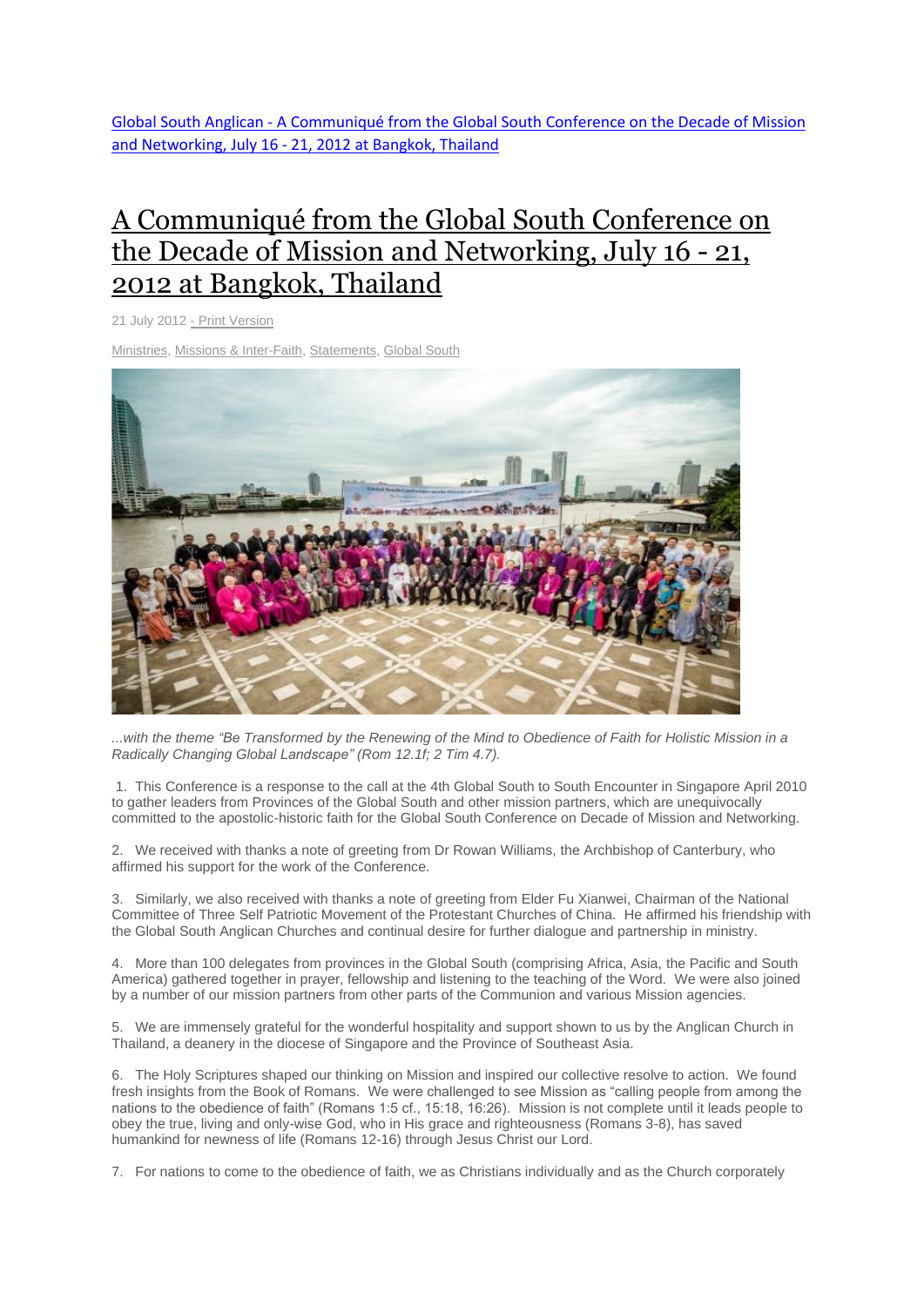Global South Anglican - A Communiqué from the Global South Conference on the Decade of Mission and Networking, July 16 - 21, 2012 at Bangkok, Thailand

# A Communiqué from the Global South Conference on the Decade of Mission and Networking, July 16 - 21, 2012 at Bangkok, Thailand

21 July 2012 - Print Version

Ministries, Missions & Inter-Faith, Statements, Global South

*...with the theme "Be Transformed by the Renewing of the Mind to Obedience of Faith for Holistic Mission in a Radically Changing Global Landscape" (Rom 12.1f; 2 Tim 4.7).*

1. This Conference is a response to the call at the 4th Global South to South Encounter in Singapore April 2010 to gather leaders from Provinces of the Global South and other mission partners, which are unequivocally committed to the apostolic-historic faith for the Global South Conference on Decade of Mission and Networking.

2. We received with thanks a note of greeting from Dr Rowan Williams, the Archbishop of Canterbury, who affirmed his support for the work of the Conference.

3. Similarly, we also received with thanks a note of greeting from Elder Fu Xianwei, Chairman of the National Committee of Three Self Patriotic Movement of the Protestant Churches of China. He affirmed his friendship with the Global South Anglican Churches and continual desire for further dialogue and partnership in ministry.

4. More than 100 delegates from provinces in the Global South (comprising Africa, Asia, the Pacific and South America) gathered together in prayer, fellowship and listening to the teaching of the Word. We were also joined by a number of our mission partners from other parts of the Communion and various Mission agencies.

5. We are immensely grateful for the wonderful hospitality and support shown to us by the Anglican Church in Thailand, a deanery in the diocese of Singapore and the Province of Southeast Asia.

6. The Holy Scriptures shaped our thinking on Mission and inspired our collective resolve to action. We found fresh insights from the Book of Romans. We were challenged to see Mission as "calling people from among the nations to the obedience of faith" (Romans 1:5 cf., 15:18, 16:26). Mission is not complete until it leads people to obey the true, living and only-wise God, who in His grace and righteousness (Romans 3-8), has saved humankind for newness of life (Romans 12-16) through Jesus Christ our Lord.

7. For nations to come to the obedience of faith, we as Christians individually and as the Church corporately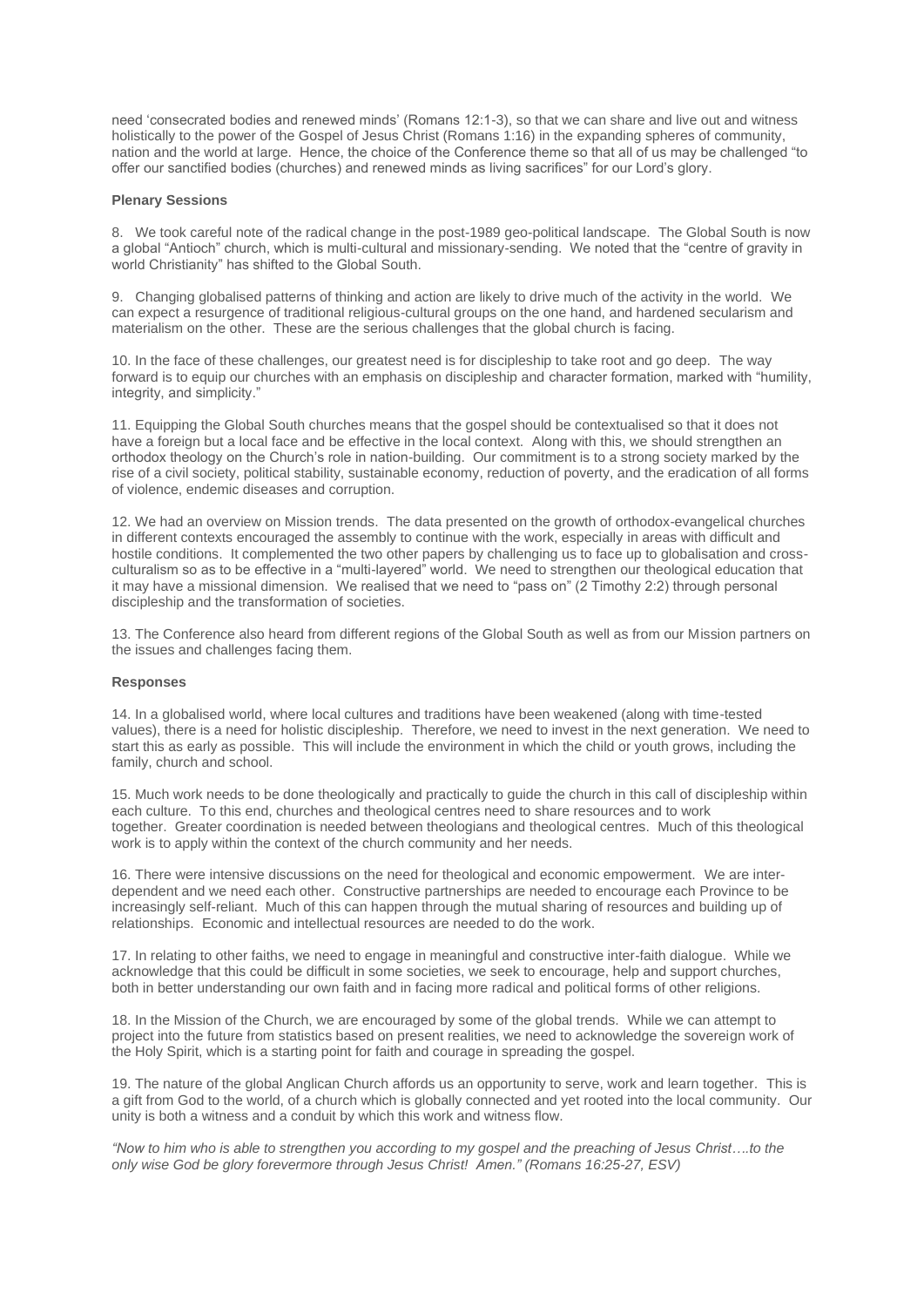need 'consecrated bodies and renewed minds' (Romans 12:1-3), so that we can share and live out and witness holistically to the power of the Gospel of Jesus Christ (Romans 1:16) in the expanding spheres of community, nation and the world at large. Hence, the choice of the Conference theme so that all of us may be challenged "to offer our sanctified bodies (churches) and renewed minds as living sacrifices" for our Lord's glory.

**Plenary Sessions**

8. We took careful note of the radical change in the post-1989 geo-political landscape. The Global South is now a global "Antioch" church, which is multi-cultural and missionary-sending. We noted that the "centre of gravity in world Christianity" has shifted to the Global South.

9. Changing globalised patterns of thinking and action are likely to drive much of the activity in the world. We can expect a resurgence of traditional religious-cultural groups on the one hand, and hardened secularism and materialism on the other. These are the serious challenges that the global church is facing.

10. In the face of these challenges, our greatest need is for discipleship to take root and go deep. The way forward is to equip our churches with an emphasis on discipleship and character formation, marked with "humility, integrity, and simplicity."

11. Equipping the Global South churches means that the gospel should be contextualised so that it does not have a foreign but a local face and be effective in the local context. Along with this, we should strengthen an orthodox theology on the Church's role in nation-building. Our commitment is to a strong society marked by the rise of a civil society, political stability, sustainable economy, reduction of poverty, and the eradication of all forms of violence, endemic diseases and corruption.

12. We had an overview on Mission trends. The data presented on the growth of orthodox-evangelical churches in different contexts encouraged the assembly to continue with the work, especially in areas with difficult and hostile conditions. It complemented the two other papers by challenging us to face up to globalisation and cross-culturalism so as to be effective in a "multi-layered" world. We need to strengthen our theological education that it may have a missional dimension. We realised that we need to "pass on" (2 Timothy 2:2) through personal discipleship and the transformation of societies.

13. The Conference also heard from different regions of the Global South as well as from our Mission partners on the issues and challenges facing them.

**Responses**

14. In a globalised world, where local cultures and traditions have been weakened (along with time-tested values), there is a need for holistic discipleship. Therefore, we need to invest in the next generation. We need to start this as early as possible. This will include the environment in which the child or youth grows, including the family, church and school.

15. Much work needs to be done theologically and practically to guide the church in this call of discipleship within each culture. To this end, churches and theological centres need to share resources and to work together. Greater coordination is needed between theologians and theological centres. Much of this theological work is to apply within the context of the church community and her needs.

16. There were intensive discussions on the need for theological and economic empowerment. We are inter-dependent and we need each other. Constructive partnerships are needed to encourage each Province to be increasingly self-reliant. Much of this can happen through the mutual sharing of resources and building up of relationships. Economic and intellectual resources are needed to do the work.

17. In relating to other faiths, we need to engage in meaningful and constructive inter-faith dialogue. While we acknowledge that this could be difficult in some societies, we seek to encourage, help and support churches, both in better understanding our own faith and in facing more radical and political forms of other religions.

18. In the Mission of the Church, we are encouraged by some of the global trends. While we can attempt to project into the future from statistics based on present realities, we need to acknowledge the sovereign work of the Holy Spirit, which is a starting point for faith and courage in spreading the gospel.

19. The nature of the global Anglican Church affords us an opportunity to serve, work and learn together. This is a gift from God to the world, of a church which is globally connected and yet rooted into the local community. Our unity is both a witness and a conduit by which this work and witness flow.

*"Now to him who is able to strengthen you according to my gospel and the preaching of Jesus Christ….to the only wise God be glory forevermore through Jesus Christ! Amen." (Romans 16:25-27, ESV)*